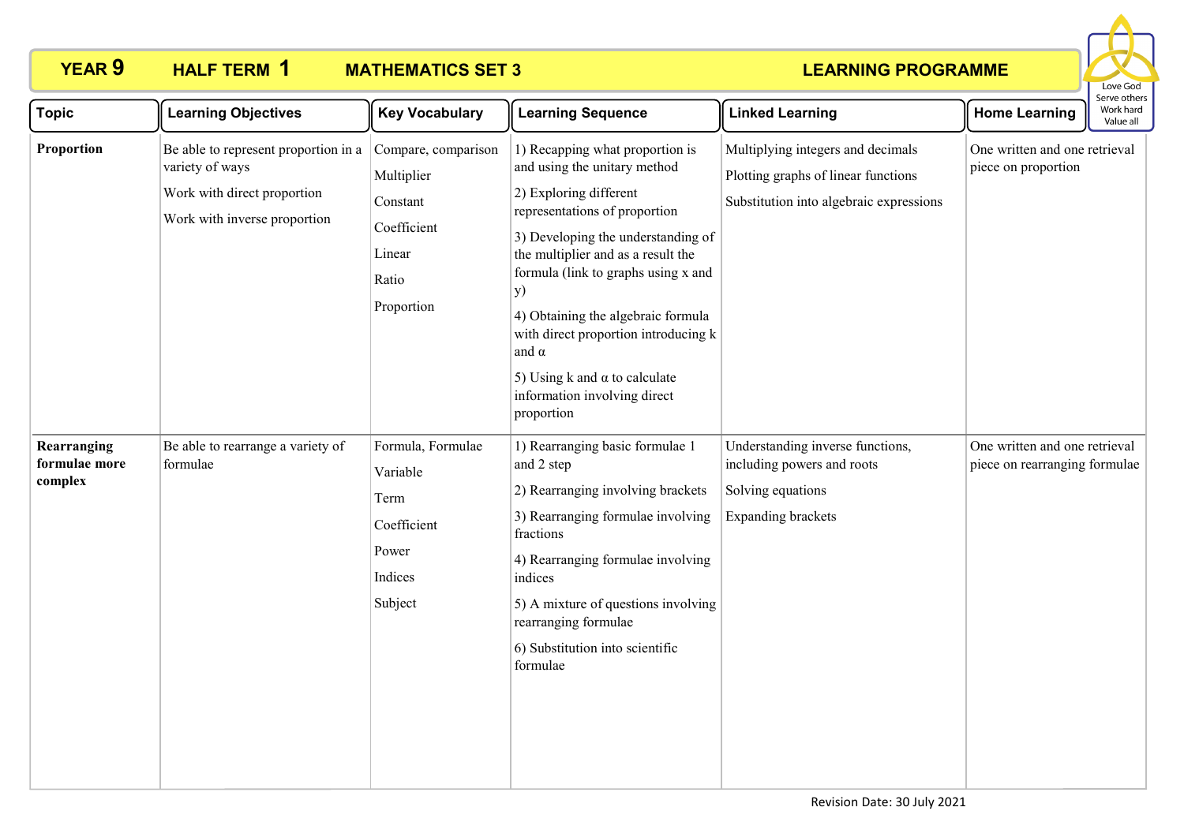# YEAR 9 HALF TERM 1 MATHEMATICS SET 3 LEARNING PROGRAMME

Love God
Serve others
Work hard
Value all

| Topic | Learning Objectives | Key Vocabulary | Learning Sequence | Linked Learning | Home Learning |
|---|---|---|---|---|---|
| **Proportion** | Be able to represent proportion in a variety of ways<br>Work with direct proportion<br>Work with inverse proportion | Compare, comparison<br>Multiplier<br>Constant<br>Coefficient<br>Linear<br>Ratio<br>Proportion | 1) Recapping what proportion is and using the unitary method<br>2) Exploring different representations of proportion<br>3) Developing the understanding of the multiplier and as a result the formula (link to graphs using x and y)<br>4) Obtaining the algebraic formula with direct proportion introducing k and α<br>5) Using k and α to calculate information involving direct proportion | Multiplying integers and decimals<br>Plotting graphs of linear functions<br>Substitution into algebraic expressions | One written and one retrieval piece on proportion |
| **Rearranging formulae more complex** | Be able to rearrange a variety of formulae | Formula, Formulae<br>Variable<br>Term<br>Coefficient<br>Power<br>Indices<br>Subject | 1) Rearranging basic formulae 1 and 2 step<br>2) Rearranging involving brackets<br>3) Rearranging formulae involving fractions<br>4) Rearranging formulae involving indices<br>5) A mixture of questions involving rearranging formulae<br>6) Substitution into scientific formulae | Understanding inverse functions, including powers and roots<br>Solving equations<br>Expanding brackets | One written and one retrieval piece on rearranging formulae |

Revision Date: 30 July 2021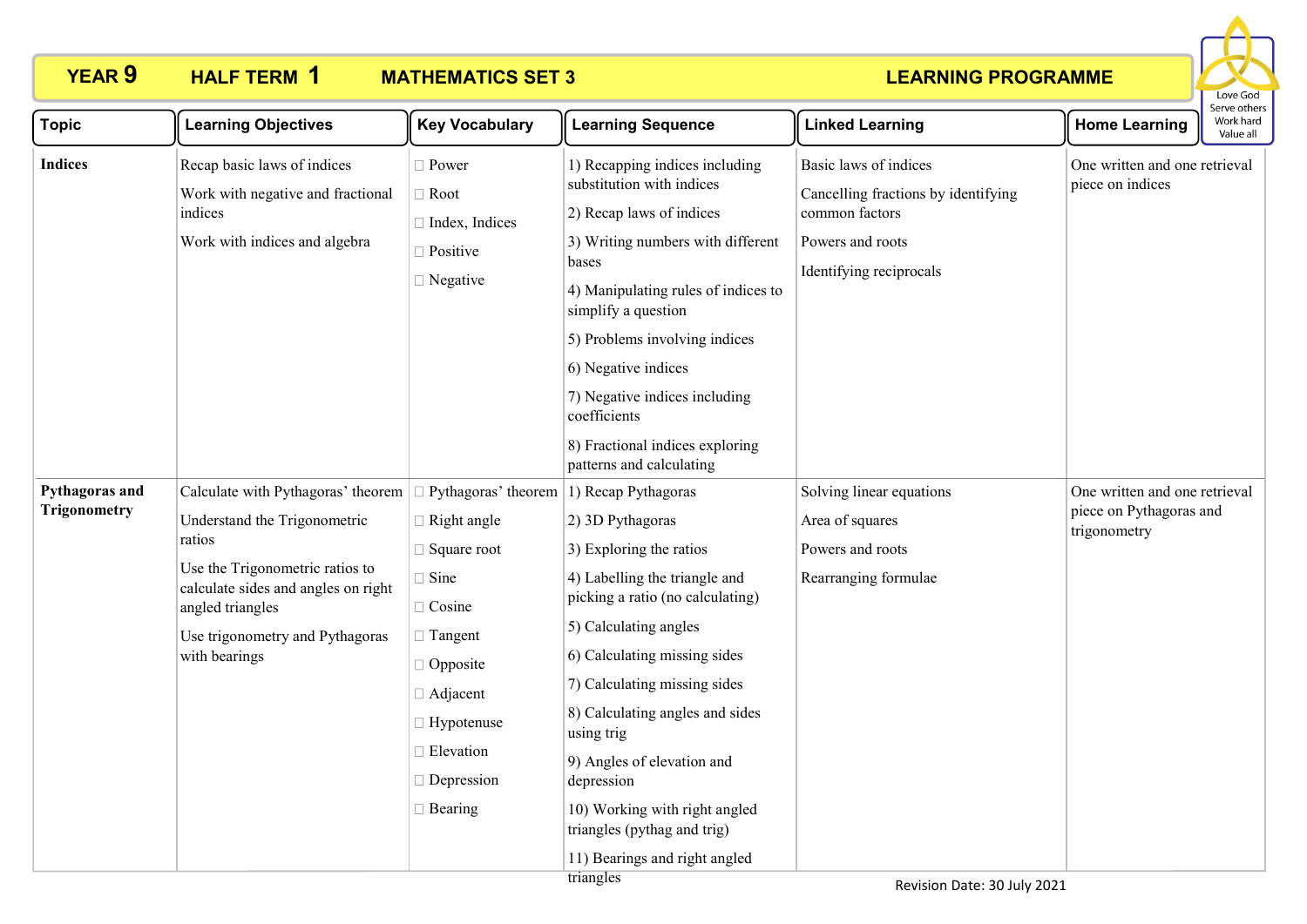# YEAR 9 HALF TERM 1 MATHEMATICS SET 3 LEARNING PROGRAMME

| Topic | Learning Objectives | Key Vocabulary | Learning Sequence | Linked Learning | Home Learning |
|---|---|---|---|---|---|
| **Indices** | Recap basic laws of indices<br>Work with negative and fractional indices<br>Work with indices and algebra | Power<br>Root<br>Index, Indices<br>Positive<br>Negative | 1) Recapping indices including substitution with indices<br>2) Recap laws of indices<br>3) Writing numbers with different bases<br>4) Manipulating rules of indices to simplify a question<br>5) Problems involving indices<br>6) Negative indices<br>7) Negative indices including coefficients<br>8) Fractional indices exploring patterns and calculating | Basic laws of indices<br>Cancelling fractions by identifying common factors<br>Powers and roots<br>Identifying reciprocals | One written and one retrieval piece on indices |
| **Pythagoras and Trigonometry** | Calculate with Pythagoras' theorem<br>Understand the Trigonometric ratios<br>Use the Trigonometric ratios to calculate sides and angles on right angled triangles<br>Use trigonometry and Pythagoras with bearings | Pythagoras' theorem<br>Right angle<br>Square root<br>Sine<br>Cosine<br>Tangent<br>Opposite<br>Adjacent<br>Hypotenuse<br>Elevation<br>Depression<br>Bearing | 1) Recap Pythagoras<br>2) 3D Pythagoras<br>3) Exploring the ratios<br>4) Labelling the triangle and picking a ratio (no calculating)<br>5) Calculating angles<br>6) Calculating missing sides<br>7) Calculating missing sides<br>8) Calculating angles and sides using trig<br>9) Angles of elevation and depression<br>10) Working with right angled triangles (pythag and trig)<br>11) Bearings and right angled triangles | Solving linear equations<br>Area of squares<br>Powers and roots<br>Rearranging formulae | One written and one retrieval piece on Pythagoras and trigonometry |

Revision Date: 30 July 2021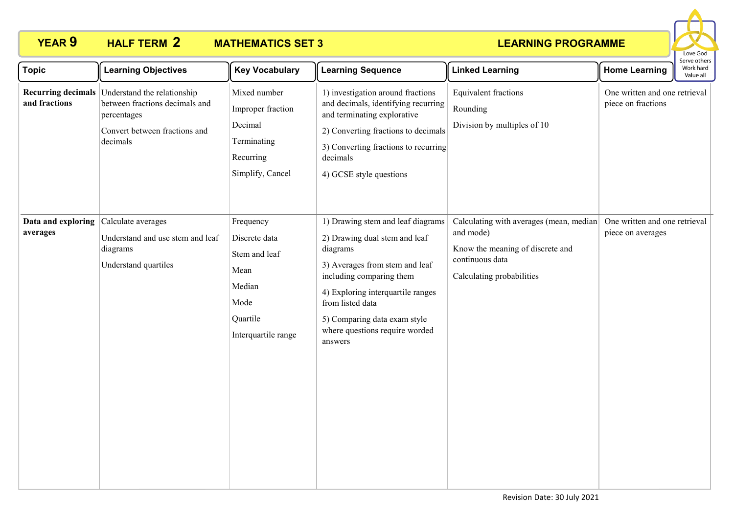**YEAR 9 HALF TERM 2 MATHEMATICS SET 3 LEARNING PROGRAMME**

Love God
Serve others
Work hard
Value all

| Topic | Learning Objectives | Key Vocabulary | Learning Sequence | Linked Learning | Home Learning |
|---|---|---|---|---|---|
| **Recurring decimals and fractions** | Understand the relationship between fractions decimals and percentages<br><br>Convert between fractions and decimals | Mixed number<br>Improper fraction<br>Decimal<br>Terminating<br>Recurring<br>Simplify, Cancel | 1) investigation around fractions and decimals, identifying recurring and terminating explorative<br>2) Converting fractions to decimals<br>3) Converting fractions to recurring decimals<br>4) GCSE style questions | Equivalent fractions<br>Rounding<br>Division by multiples of 10 | One written and one retrieval piece on fractions |
| **Data and exploring averages** | Calculate averages<br><br>Understand and use stem and leaf diagrams<br><br>Understand quartiles | Frequency<br>Discrete data<br>Stem and leaf<br>Mean<br>Median<br>Mode<br>Quartile<br>Interquartile range | 1) Drawing stem and leaf diagrams<br>2) Drawing dual stem and leaf diagrams<br>3) Averages from stem and leaf including comparing them<br>4) Exploring interquartile ranges from listed data<br>5) Comparing data exam style where questions require worded answers | Calculating with averages (mean, median and mode)<br><br>Know the meaning of discrete and continuous data<br><br>Calculating probabilities | One written and one retrieval piece on averages |

Revision Date: 30 July 2021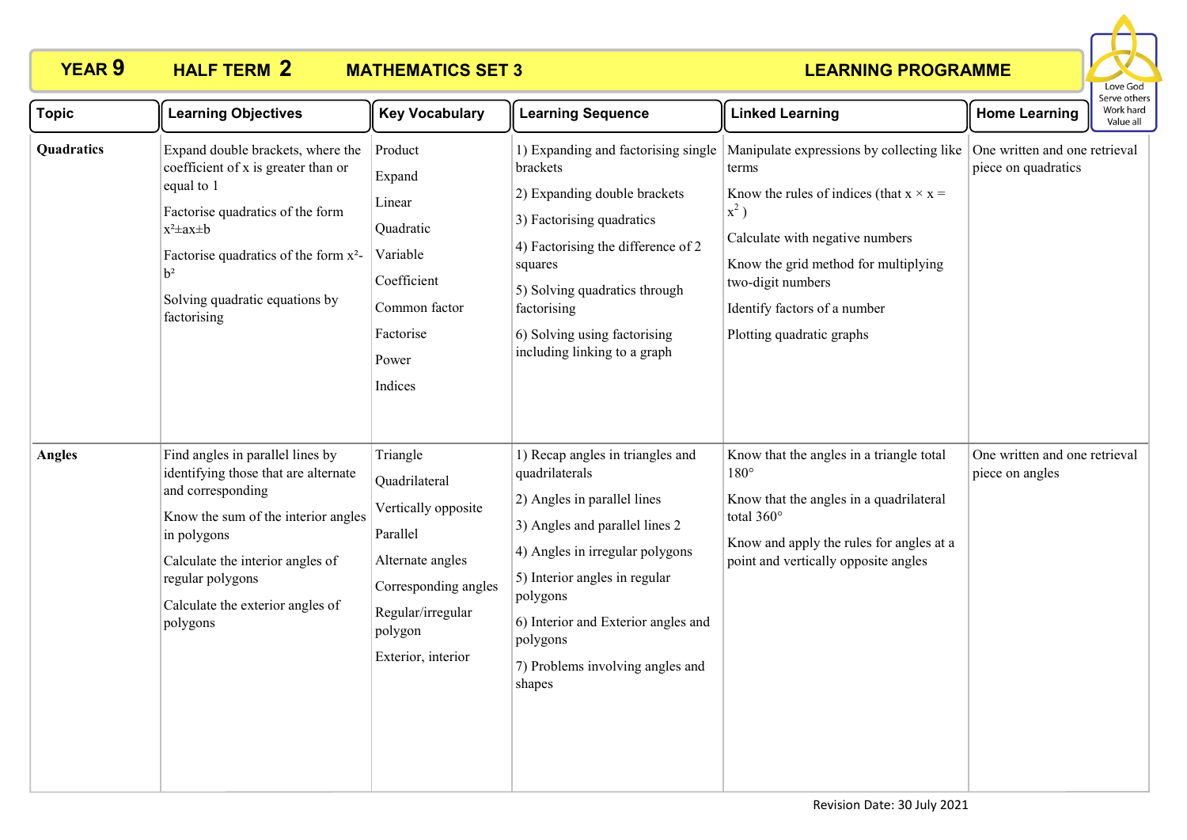# YEAR 9 HALF TERM 2 MATHEMATICS SET 3 LEARNING PROGRAMME

Love God
Serve others
Work hard
Value all

| Topic | Learning Objectives | Key Vocabulary | Learning Sequence | Linked Learning | Home Learning |
|---|---|---|---|---|---|
| **Quadratics** | Expand double brackets, where the coefficient of x is greater than or equal to 1<br><br>Factorise quadratics of the form $x^2 \pm ax \pm b$<br><br>Factorise quadratics of the form $x^2 - b^2$<br><br>Solving quadratic equations by factorising | Product<br>Expand<br>Linear<br>Quadratic<br>Variable<br>Coefficient<br>Common factor<br>Factorise<br>Power<br>Indices | 1) Expanding and factorising single brackets<br>2) Expanding double brackets<br>3) Factorising quadratics<br>4) Factorising the difference of 2 squares<br>5) Solving quadratics through factorising<br>6) Solving using factorising including linking to a graph | Manipulate expressions by collecting like terms<br><br>Know the rules of indices (that $x \times x = x^2$ )<br><br>Calculate with negative numbers<br><br>Know the grid method for multiplying two-digit numbers<br><br>Identify factors of a number<br><br>Plotting quadratic graphs | One written and one retrieval piece on quadratics |
| **Angles** | Find angles in parallel lines by identifying those that are alternate and corresponding<br><br>Know the sum of the interior angles in polygons<br><br>Calculate the interior angles of regular polygons<br><br>Calculate the exterior angles of polygons | Triangle<br>Quadrilateral<br>Vertically opposite<br>Parallel<br>Alternate angles<br>Corresponding angles<br>Regular/irregular polygon<br>Exterior, interior | 1) Recap angles in triangles and quadrilaterals<br>2) Angles in parallel lines<br>3) Angles and parallel lines 2<br>4) Angles in irregular polygons<br>5) Interior angles in regular polygons<br>6) Interior and Exterior angles and polygons<br>7) Problems involving angles and shapes | Know that the angles in a triangle total 180°<br><br>Know that the angles in a quadrilateral total 360°<br><br>Know and apply the rules for angles at a point and vertically opposite angles | One written and one retrieval piece on angles |

Revision Date: 30 July 2021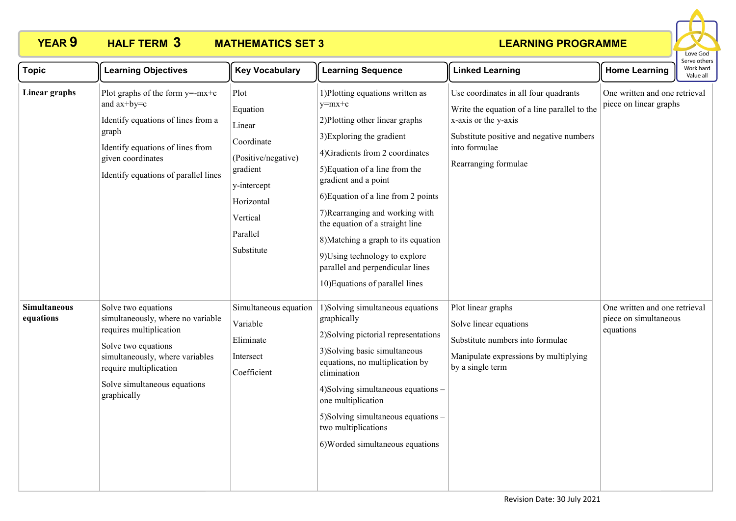**YEAR 9** **HALF TERM 3** **MATHEMATICS SET 3** **LEARNING PROGRAMME**

Love God
Serve others
Work hard
Value all

| Topic | Learning Objectives | Key Vocabulary | Learning Sequence | Linked Learning | Home Learning |
|---|---|---|---|---|---|
| **Linear graphs** | Plot graphs of the form $y=-mx+c$ and $ax+by=c$<br>Identify equations of lines from a graph<br>Identify equations of lines from given coordinates<br>Identify equations of parallel lines | Plot<br>Equation<br>Linear<br>Coordinate<br>(Positive/negative) gradient<br>y-intercept<br>Horizontal<br>Vertical<br>Parallel<br>Substitute | 1)Plotting equations written as $y=mx+c$<br>2)Plotting other linear graphs<br>3)Exploring the gradient<br>4)Gradients from 2 coordinates<br>5)Equation of a line from the gradient and a point<br>6)Equation of a line from 2 points<br>7)Rearranging and working with the equation of a straight line<br>8)Matching a graph to its equation<br>9)Using technology to explore parallel and perpendicular lines<br>10)Equations of parallel lines | Use coordinates in all four quadrants<br>Write the equation of a line parallel to the x-axis or the y-axis<br>Substitute positive and negative numbers into formulae<br>Rearranging formulae | One written and one retrieval piece on linear graphs |
| **Simultaneous equations** | Solve two equations simultaneously, where no variable requires multiplication<br>Solve two equations simultaneously, where variables require multiplication<br>Solve simultaneous equations graphically | Simultaneous equation<br>Variable<br>Eliminate<br>Intersect<br>Coefficient | 1)Solving simultaneous equations graphically<br>2)Solving pictorial representations<br>3)Solving basic simultaneous equations, no multiplication by elimination<br>4)Solving simultaneous equations – one multiplication<br>5)Solving simultaneous equations – two multiplications<br>6)Worded simultaneous equations | Plot linear graphs<br>Solve linear equations<br>Substitute numbers into formulae<br>Manipulate expressions by multiplying by a single term | One written and one retrieval piece on simultaneous equations |

Revision Date: 30 July 2021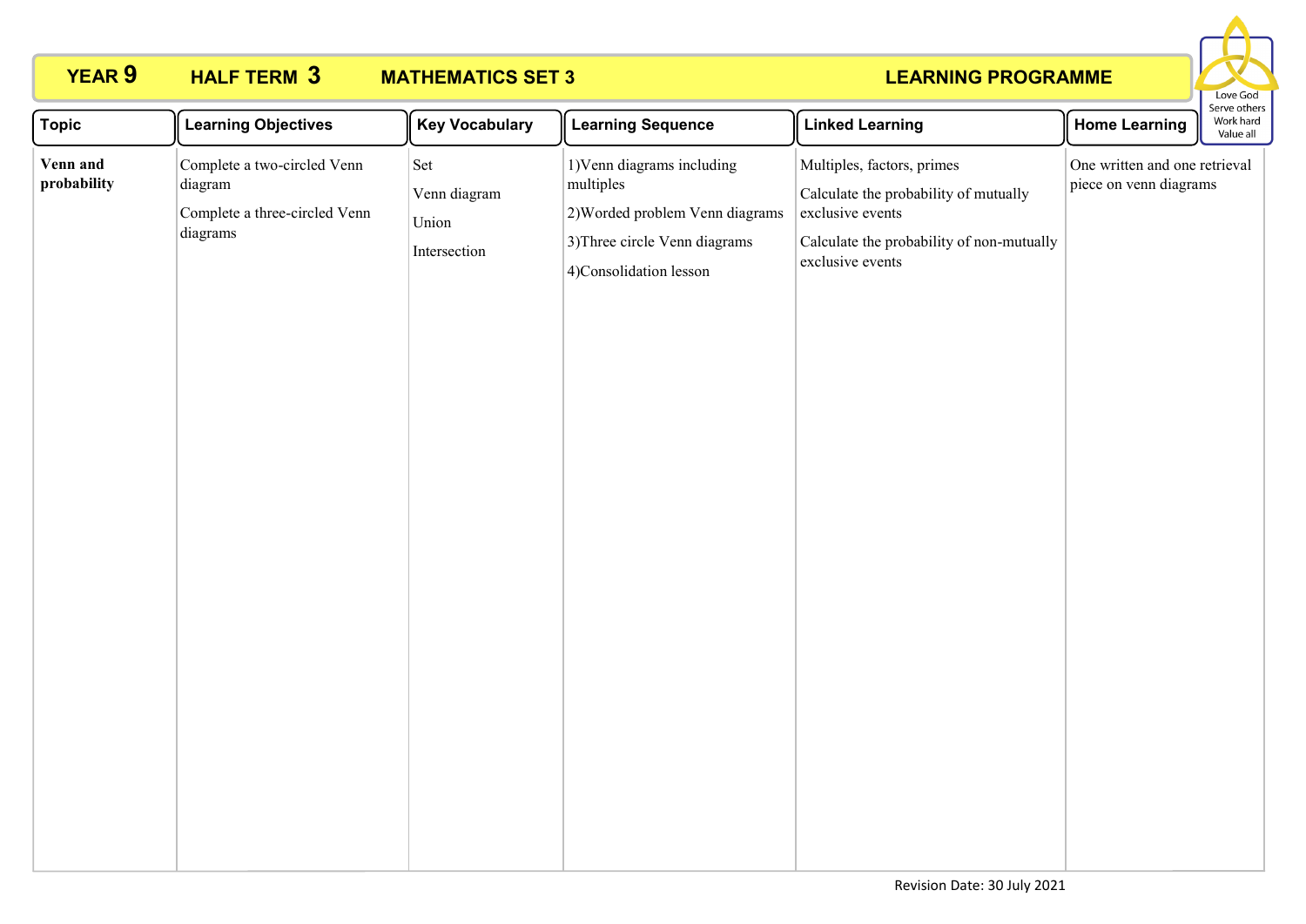# YEAR 9 HALF TERM 3 MATHEMATICS SET 3 LEARNING PROGRAMME

Love God
Serve others
Work hard
Value all

| Topic | Learning Objectives | Key Vocabulary | Learning Sequence | Linked Learning | Home Learning |
|---|---|---|---|---|---|
| **Venn and probability** | Complete a two-circled Venn diagram<br><br>Complete a three-circled Venn diagrams | Set<br><br>Venn diagram<br><br>Union<br><br>Intersection | 1)Venn diagrams including multiples<br><br>2)Worded problem Venn diagrams<br><br>3)Three circle Venn diagrams<br><br>4)Consolidation lesson | Multiples, factors, primes<br><br>Calculate the probability of mutually exclusive events<br><br>Calculate the probability of non-mutually exclusive events | One written and one retrieval piece on venn diagrams |

Revision Date: 30 July 2021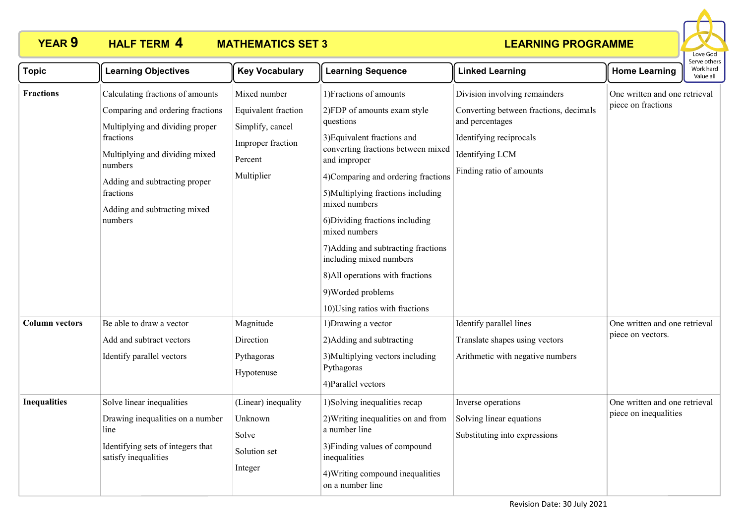# YEAR 9 HALF TERM 4 MATHEMATICS SET 3 LEARNING PROGRAMME

Love God
Serve others
Work hard
Value all

| Topic | Learning Objectives | Key Vocabulary | Learning Sequence | Linked Learning | Home Learning |
|---|---|---|---|---|---|
| **Fractions** | Calculating fractions of amounts<br>Comparing and ordering fractions<br>Multiplying and dividing proper fractions<br>Multiplying and dividing mixed numbers<br>Adding and subtracting proper fractions<br>Adding and subtracting mixed numbers | Mixed number<br>Equivalent fraction<br>Simplify, cancel<br>Improper fraction<br>Percent<br>Multiplier | 1)Fractions of amounts<br>2)FDP of amounts exam style questions<br>3)Equivalent fractions and converting fractions between mixed and improper<br>4)Comparing and ordering fractions<br>5)Multiplying fractions including mixed numbers<br>6)Dividing fractions including mixed numbers<br>7)Adding and subtracting fractions including mixed numbers<br>8)All operations with fractions<br>9)Worded problems<br>10)Using ratios with fractions | Division involving remainders<br>Converting between fractions, decimals and percentages<br>Identifying reciprocals<br>Identifying LCM<br>Finding ratio of amounts | One written and one retrieval piece on fractions |
| **Column vectors** | Be able to draw a vector<br>Add and subtract vectors<br>Identify parallel vectors | Magnitude<br>Direction<br>Pythagoras<br>Hypotenuse | 1)Drawing a vector<br>2)Adding and subtracting<br>3)Multiplying vectors including Pythagoras<br>4)Parallel vectors | Identify parallel lines<br>Translate shapes using vectors<br>Arithmetic with negative numbers | One written and one retrieval piece on vectors. |
| **Inequalities** | Solve linear inequalities<br>Drawing inequalities on a number line<br>Identifying sets of integers that satisfy inequalities | (Linear) inequality<br>Unknown<br>Solve<br>Solution set<br>Integer | 1)Solving inequalities recap<br>2)Writing inequalities on and from a number line<br>3)Finding values of compound inequalities<br>4)Writing compound inequalities on a number line | Inverse operations<br>Solving linear equations<br>Substituting into expressions | One written and one retrieval piece on inequalities |

Revision Date: 30 July 2021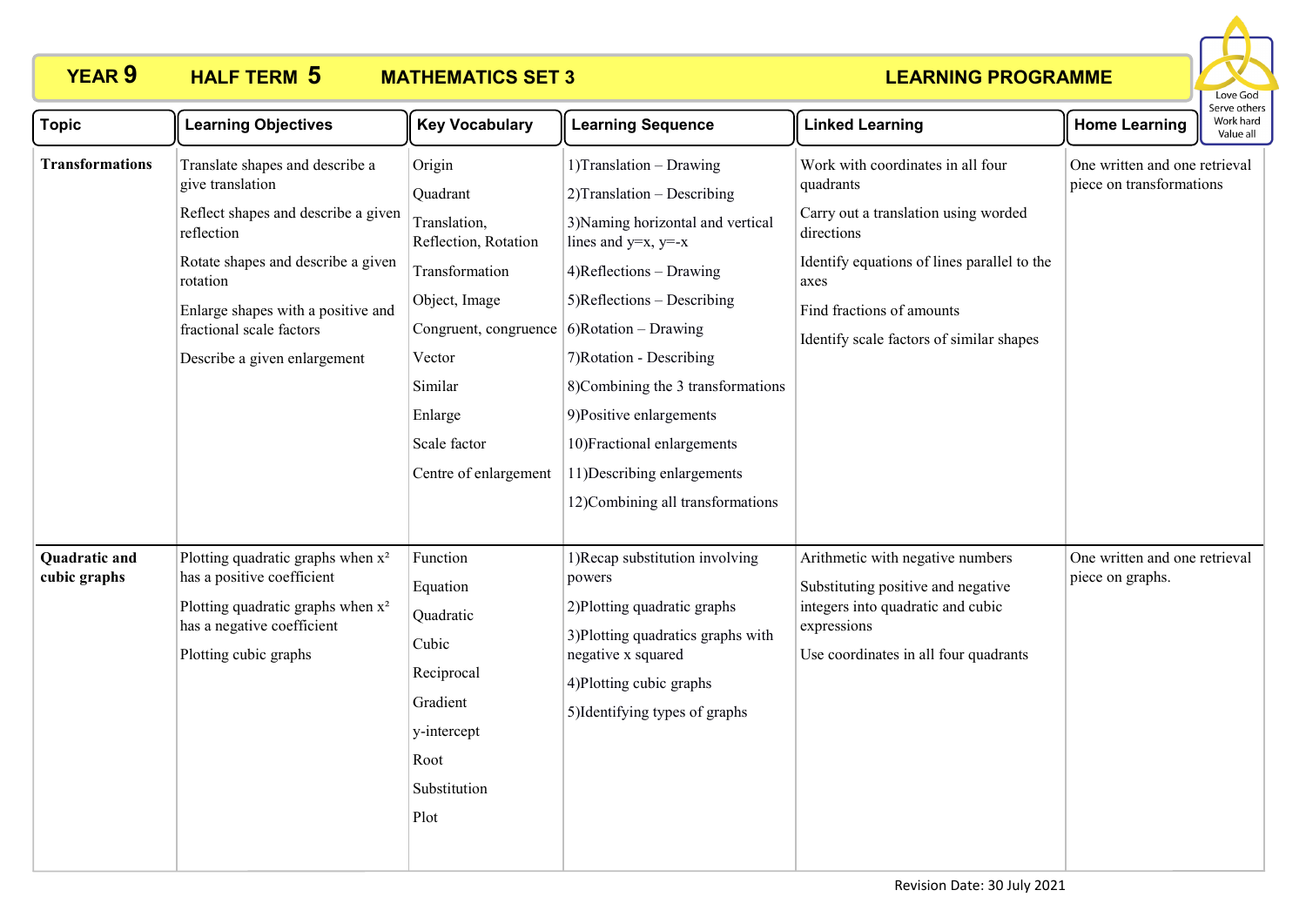**YEAR 9　　HALF TERM 5　　MATHEMATICS SET 3　　LEARNING PROGRAMME**

Love God
Serve others
Work hard
Value all

| Topic | Learning Objectives | Key Vocabulary | Learning Sequence | Linked Learning | Home Learning |
|---|---|---|---|---|---|
| **Transformations** | Translate shapes and describe a give translation<br>Reflect shapes and describe a given reflection<br>Rotate shapes and describe a given rotation<br>Enlarge shapes with a positive and fractional scale factors<br>Describe a given enlargement | Origin<br>Quadrant<br>Translation, Reflection, Rotation<br>Transformation<br>Object, Image<br>Congruent, congruence<br>Vector<br>Similar<br>Enlarge<br>Scale factor<br>Centre of enlargement | 1)Translation – Drawing<br>2)Translation – Describing<br>3)Naming horizontal and vertical lines and $y=x$, $y=-x$<br>4)Reflections – Drawing<br>5)Reflections – Describing<br>6)Rotation – Drawing<br>7)Rotation - Describing<br>8)Combining the 3 transformations<br>9)Positive enlargements<br>10)Fractional enlargements<br>11)Describing enlargements<br>12)Combining all transformations | Work with coordinates in all four quadrants<br>Carry out a translation using worded directions<br>Identify equations of lines parallel to the axes<br>Find fractions of amounts<br>Identify scale factors of similar shapes | One written and one retrieval piece on transformations |
| **Quadratic and cubic graphs** | Plotting quadratic graphs when $x^2$ has a positive coefficient<br>Plotting quadratic graphs when $x^2$ has a negative coefficient<br>Plotting cubic graphs | Function<br>Equation<br>Quadratic<br>Cubic<br>Reciprocal<br>Gradient<br>y-intercept<br>Root<br>Substitution<br>Plot | 1)Recap substitution involving powers<br>2)Plotting quadratic graphs<br>3)Plotting quadratics graphs with negative x squared<br>4)Plotting cubic graphs<br>5)Identifying types of graphs | Arithmetic with negative numbers<br>Substituting positive and negative integers into quadratic and cubic expressions<br>Use coordinates in all four quadrants | One written and one retrieval piece on graphs. |

Revision Date: 30 July 2021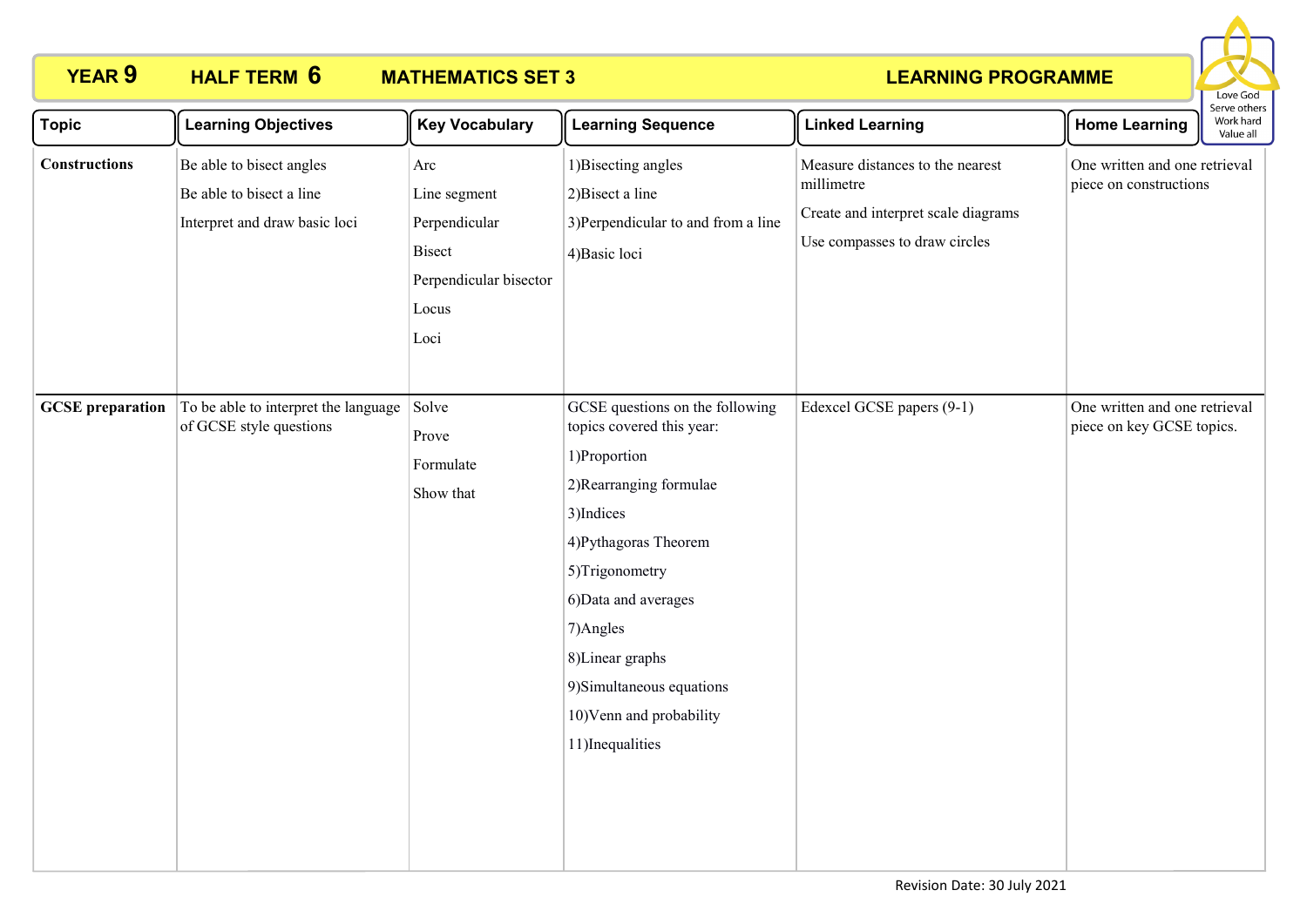# YEAR 9 HALF TERM 6 MATHEMATICS SET 3 LEARNING PROGRAMME

Love God
Serve others
Work hard
Value all

| Topic | Learning Objectives | Key Vocabulary | Learning Sequence | Linked Learning | Home Learning |
|---|---|---|---|---|---|
| **Constructions** | Be able to bisect angles<br>Be able to bisect a line<br>Interpret and draw basic loci | Arc<br>Line segment<br>Perpendicular<br>Bisect<br>Perpendicular bisector<br>Locus<br>Loci | 1)Bisecting angles<br>2)Bisect a line<br>3)Perpendicular to and from a line<br>4)Basic loci | Measure distances to the nearest millimetre<br>Create and interpret scale diagrams<br>Use compasses to draw circles | One written and one retrieval piece on constructions |
| **GCSE preparation** | To be able to interpret the language of GCSE style questions | Solve<br>Prove<br>Formulate<br>Show that | GCSE questions on the following topics covered this year:<br>1)Proportion<br>2)Rearranging formulae<br>3)Indices<br>4)Pythagoras Theorem<br>5)Trigonometry<br>6)Data and averages<br>7)Angles<br>8)Linear graphs<br>9)Simultaneous equations<br>10)Venn and probability<br>11)Inequalities | Edexcel GCSE papers (9-1) | One written and one retrieval piece on key GCSE topics. |

Revision Date: 30 July 2021